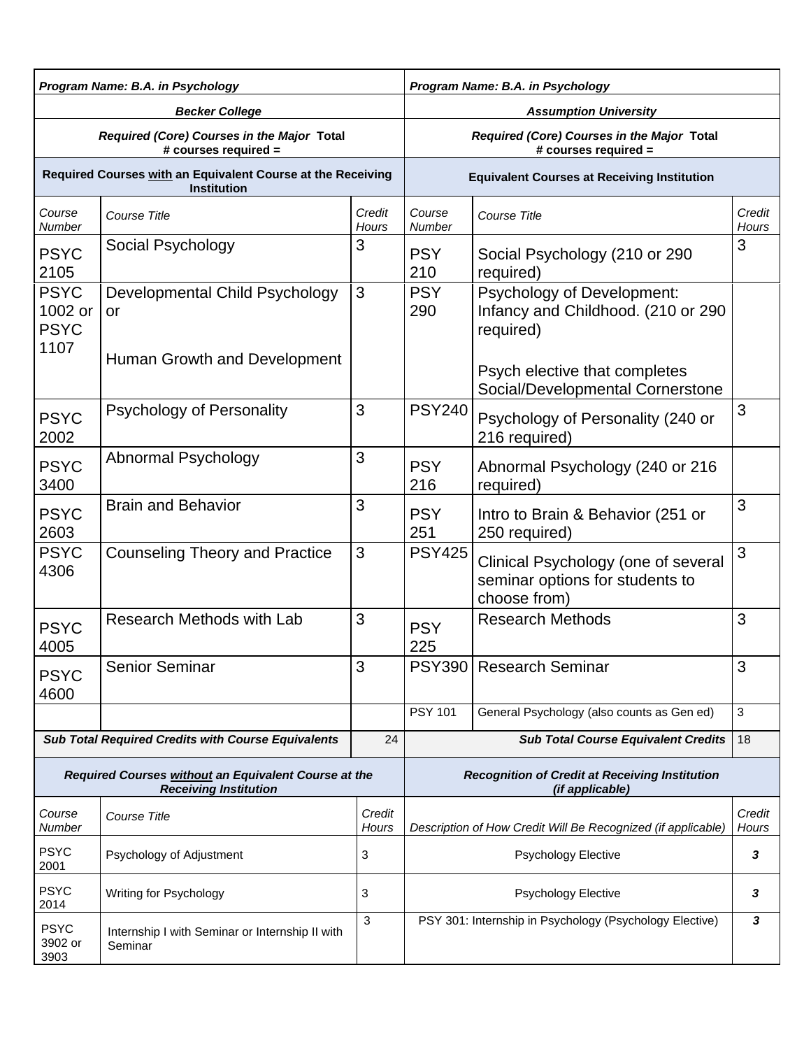| *Program Name: B.A. in Psychology* | | | *Program Name: B.A. in Psychology* | | |
|---|---|---|---|---|---|
| ***Becker College*** | | | ***Assumption University*** | | |
| ***Required (Core) Courses in the Major Total # courses required =*** | | | ***Required (Core) Courses in the Major Total # courses required =*** | | |
| **Required Courses with an Equivalent Course at the Receiving Institution** | | | **Equivalent Courses at Receiving Institution** | | |
| *Course Number* | *Course Title* | *Credit Hours* | *Course Number* | *Course Title* | *Credit Hours* |
| PSYC 2105 | Social Psychology | 3 | PSY 210 | Social Psychology (210 or 290 required) | 3 |
| PSYC 1002 or PSYC 1107 | Developmental Child Psychology or Human Growth and Development | 3 | PSY 290 | Psychology of Development: Infancy and Childhood. (210 or 290 required) Psych elective that completes Social/Developmental Cornerstone | |
| PSYC 2002 | Psychology of Personality | 3 | PSY240 | Psychology of Personality (240 or 216 required) | 3 |
| PSYC 3400 | Abnormal Psychology | 3 | PSY 216 | Abnormal Psychology (240 or 216 required) | |
| PSYC 2603 | Brain and Behavior | 3 | PSY 251 | Intro to Brain & Behavior (251 or 250 required) | 3 |
| PSYC 4306 | Counseling Theory and Practice | 3 | PSY425 | Clinical Psychology (one of several seminar options for students to choose from) | 3 |
| PSYC 4005 | Research Methods with Lab | 3 | PSY 225 | Research Methods | 3 |
| PSYC 4600 | Senior Seminar | 3 | PSY390 | Research Seminar | 3 |
| | | | PSY 101 | General Psychology (also counts as Gen ed) | 3 |
| ***Sub Total Required Credits with Course Equivalents*** | | 24 | ***Sub Total Course Equivalent Credits*** | | 18 |
| ***Required Courses without an Equivalent Course at the Receiving Institution*** | | | ***Recognition of Credit at Receiving Institution (if applicable)*** | | |
| *Course Number* | *Course Title* | *Credit Hours* | *Description of How Credit Will Be Recognized (if applicable)* | | *Credit Hours* |
| PSYC 2001 | Psychology of Adjustment | 3 | Psychology Elective | | ***3*** |
| PSYC 2014 | Writing for Psychology | 3 | Psychology Elective | | ***3*** |
| PSYC 3902 or 3903 | Internship I with Seminar or Internship II with Seminar | 3 | PSY 301: Internship in Psychology (Psychology Elective) | | ***3*** |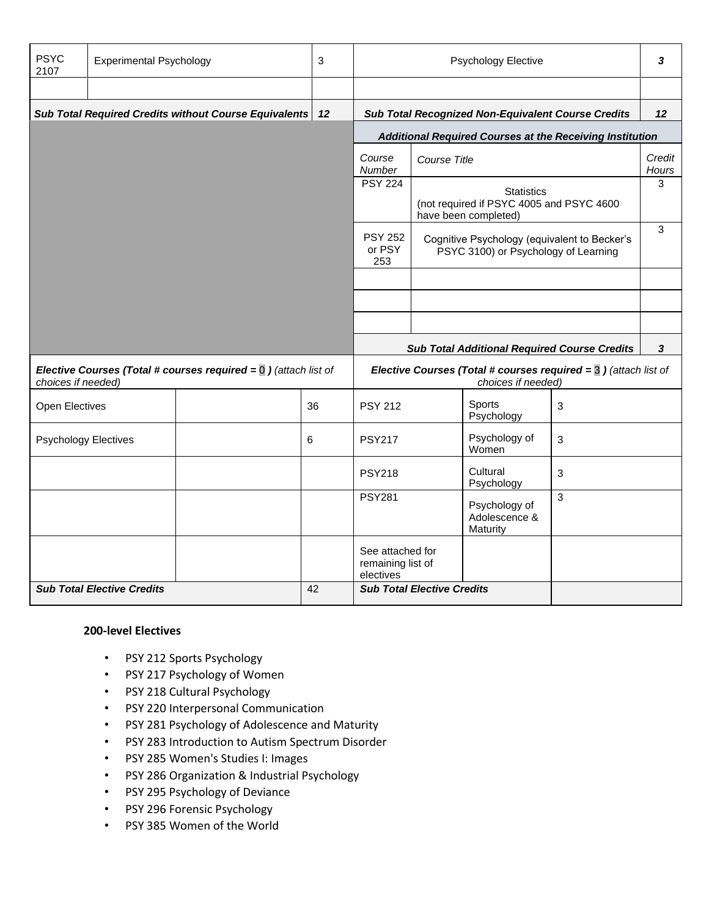| PSYC 2107 | Experimental Psychology | 3 | Psychology Elective | | 3 |
|---|---|---|---|---|---|
| | | | | | |
| ***Sub Total Required Credits without Course Equivalents*** | | ***12*** | ***Sub Total Recognized Non-Equivalent Course Credits*** | | ***12*** |
| | | | ***Additional Required Courses at the Receiving Institution*** | | |
| | | | *Course Number* | *Course Title* | *Credit Hours* |
| | | | PSY 224 | Statistics (not required if PSYC 4005 and PSYC 4600 have been completed) | 3 |
| | | | PSY 252 or PSY 253 | Cognitive Psychology (equivalent to Becker's PSYC 3100) or Psychology of Learning | 3 |
| | | | | | |
| | | | | | |
| | | | | | |
| | | | ***Sub Total Additional Required Course Credits*** | | ***3*** |

| ***Elective Courses (Total # courses required = 0 )*** *(attach list of choices if needed)* | | | ***Elective Courses (Total # courses required = 3 )*** *(attach list of choices if needed)* | | |
|---|---|---|---|---|---|
| Open Electives | | 36 | PSY 212 | Sports Psychology | 3 |
| Psychology Electives | | 6 | PSY217 | Psychology of Women | 3 |
| | | | PSY218 | Cultural Psychology | 3 |
| | | | PSY281 | Psychology of Adolescence & Maturity | 3 |
| | | | See attached for remaining list of electives | | |
| ***Sub Total Elective Credits*** | | 42 | ***Sub Total Elective Credits*** | | |

**200-level Electives**

- PSY 212 Sports Psychology
- PSY 217 Psychology of Women
- PSY 218 Cultural Psychology
- PSY 220 Interpersonal Communication
- PSY 281 Psychology of Adolescence and Maturity
- PSY 283 Introduction to Autism Spectrum Disorder
- PSY 285 Women's Studies I: Images
- PSY 286 Organization & Industrial Psychology
- PSY 295 Psychology of Deviance
- PSY 296 Forensic Psychology
- PSY 385 Women of the World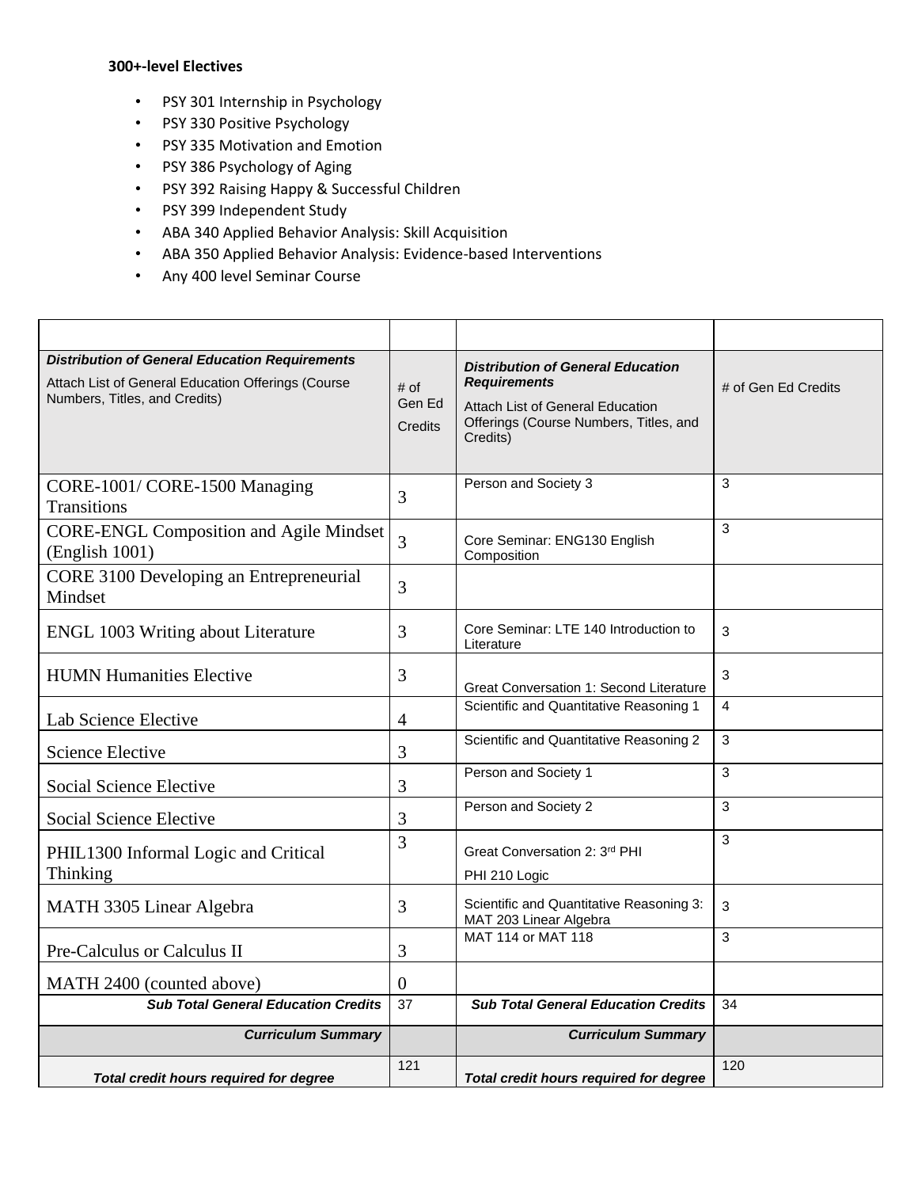**300+-level Electives**

- PSY 301 Internship in Psychology
- PSY 330 Positive Psychology
- PSY 335 Motivation and Emotion
- PSY 386 Psychology of Aging
- PSY 392 Raising Happy & Successful Children
- PSY 399 Independent Study
- ABA 340 Applied Behavior Analysis: Skill Acquisition
- ABA 350 Applied Behavior Analysis: Evidence-based Interventions
- Any 400 level Seminar Course

| | | | |
|---|---|---|---|
| ***Distribution of General Education Requirements*** Attach List of General Education Offerings (Course Numbers, Titles, and Credits) | # of Gen Ed Credits | ***Distribution of General Education Requirements*** Attach List of General Education Offerings (Course Numbers, Titles, and Credits) | # of Gen Ed Credits |
| CORE-1001/ CORE-1500 Managing Transitions | 3 | Person and Society 3 | 3 |
| CORE-ENGL Composition and Agile Mindset (English 1001) | 3 | Core Seminar: ENG130 English Composition | 3 |
| CORE 3100 Developing an Entrepreneurial Mindset | 3 | | |
| ENGL 1003 Writing about Literature | 3 | Core Seminar: LTE 140 Introduction to Literature | 3 |
| HUMN Humanities Elective | 3 | Great Conversation 1: Second Literature | 3 |
| Lab Science Elective | 4 | Scientific and Quantitative Reasoning 1 | 4 |
| Science Elective | 3 | Scientific and Quantitative Reasoning 2 | 3 |
| Social Science Elective | 3 | Person and Society 1 | 3 |
| Social Science Elective | 3 | Person and Society 2 | 3 |
| PHIL1300 Informal Logic and Critical Thinking | 3 | Great Conversation 2: 3rd PHI PHI 210 Logic | 3 |
| MATH 3305 Linear Algebra | 3 | Scientific and Quantitative Reasoning 3: MAT 203 Linear Algebra | 3 |
| Pre-Calculus or Calculus II | 3 | MAT 114 or MAT 118 | 3 |
| MATH 2400 (counted above) | 0 | | |
| ***Sub Total General Education Credits*** | 37 | ***Sub Total General Education Credits*** | 34 |
| ***Curriculum Summary*** | | ***Curriculum Summary*** | |
| ***Total credit hours required for degree*** | 121 | ***Total credit hours required for degree*** | 120 |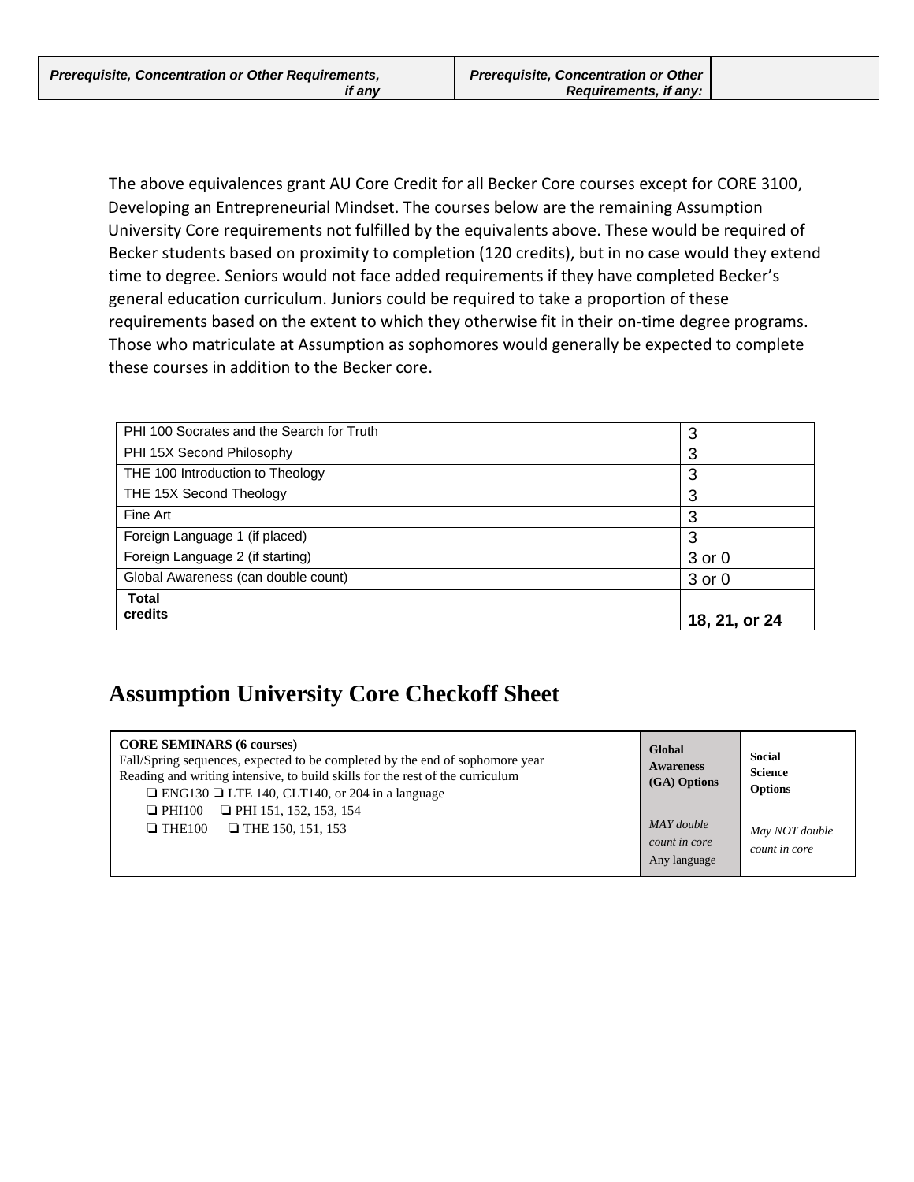| *Prerequisite, Concentration or Other Requirements, if any* | | *Prerequisite, Concentration or Other Requirements, if any:* | |
|---|---|---|---|

The above equivalences grant AU Core Credit for all Becker Core courses except for CORE 3100, Developing an Entrepreneurial Mindset. The courses below are the remaining Assumption University Core requirements not fulfilled by the equivalents above. These would be required of Becker students based on proximity to completion (120 credits), but in no case would they extend time to degree. Seniors would not face added requirements if they have completed Becker's general education curriculum. Juniors could be required to take a proportion of these requirements based on the extent to which they otherwise fit in their on-time degree programs. Those who matriculate at Assumption as sophomores would generally be expected to complete these courses in addition to the Becker core.

| Course | Credits |
|---|---|
| PHI 100 Socrates and the Search for Truth | 3 |
| PHI 15X Second Philosophy | 3 |
| THE 100 Introduction to Theology | 3 |
| THE 15X Second Theology | 3 |
| Fine Art | 3 |
| Foreign Language 1 (if placed) | 3 |
| Foreign Language 2 (if starting) | 3 or 0 |
| Global Awareness (can double count) | 3 or 0 |
| **Total credits** | **18, 21, or 24** |

## Assumption University Core Checkoff Sheet

| **CORE SEMINARS (6 courses)**<br>Fall/Spring sequences, expected to be completed by the end of sophomore year<br>Reading and writing intensive, to build skills for the rest of the curriculum<br>❑ ENG130 ❑ LTE 140, CLT140, or 204 in a language<br>❑ PHI100 ❑ PHI 151, 152, 153, 154<br>❑ THE100 ❑ THE 150, 151, 153 | **Global Awareness (GA) Options**<br><br>*MAY double count in core*<br>Any language | **Social Science Options**<br><br>*May NOT double count in core* |
|---|---|---|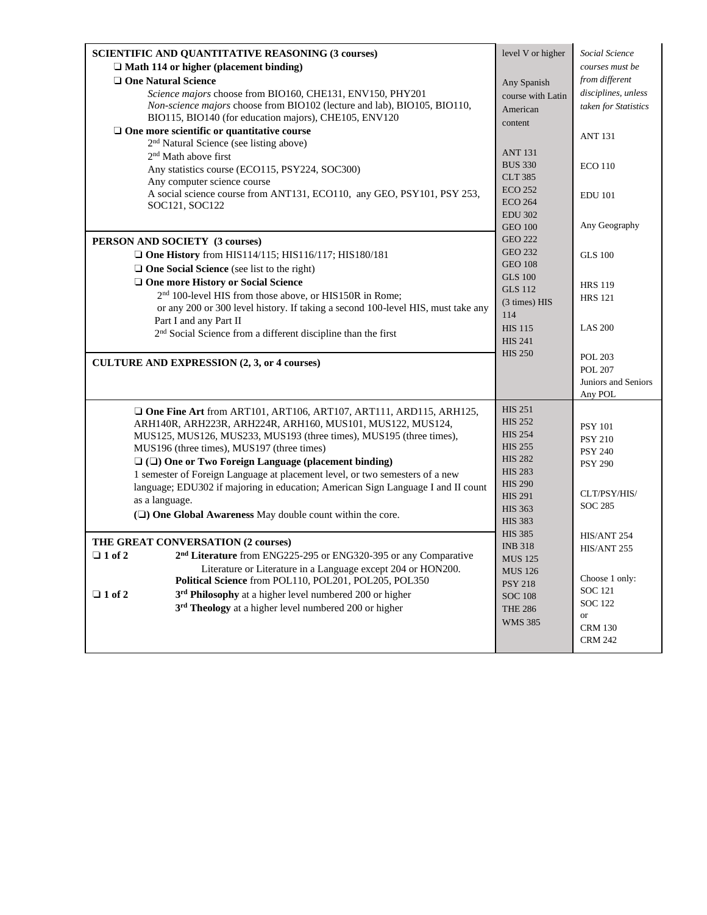| | | |
|---|---|---|
| **SCIENTIFIC AND QUANTITATIVE REASONING (3 courses)**<br>❑ **Math 114 or higher (placement binding)**<br>❑ **One Natural Science**<br>*Science majors* choose from BIO160, CHE131, ENV150, PHY201<br>*Non-science majors* choose from BIO102 (lecture and lab), BIO105, BIO110, BIO115, BIO140 (for education majors), CHE105, ENV120<br>❑ **One more scientific or quantitative course**<br>2nd Natural Science (see listing above)<br>2nd Math above first<br>Any statistics course (ECO115, PSY224, SOC300)<br>Any computer science course<br>A social science course from ANT131, ECO110, any GEO, PSY101, PSY 253, SOC121, SOC122 | level V or higher<br><br>Any Spanish course with Latin American content<br><br>ANT 131<br>BUS 330<br>CLT 385<br>ECO 252<br>ECO 264<br>EDU 302<br>GEO 100 | *Social Science courses must be from different disciplines, unless taken for Statistics*<br><br>ANT 131<br><br>ECO 110<br><br>EDU 101<br><br>Any Geography |
| **PERSON AND SOCIETY (3 courses)**<br>❑ **One History** from HIS114/115; HIS116/117; HIS180/181<br>❑ **One Social Science** (see list to the right)<br>❑ **One more History or Social Science**<br>2nd 100-level HIS from those above, or HIS150R in Rome; or any 200 or 300 level history. If taking a second 100-level HIS, must take any Part I and any Part II<br>2nd Social Science from a different discipline than the first | GEO 222<br>GEO 232<br>GEO 108<br>GLS 100<br>GLS 112<br>(3 times) HIS 114<br>HIS 115<br>HIS 241<br>HIS 250 | GLS 100<br><br>HRS 119<br>HRS 121<br><br>LAS 200 |
| **CULTURE AND EXPRESSION (2, 3, or 4 courses)** | | POL 203<br>POL 207<br>Juniors and Seniors Any POL |
| ❑ **One Fine Art** from ART101, ART106, ART107, ART111, ARD115, ARH125, ARH140R, ARH223R, ARH224R, ARH160, MUS101, MUS122, MUS124, MUS125, MUS126, MUS233, MUS193 (three times), MUS195 (three times), MUS196 (three times), MUS197 (three times)<br>❑ (❑) **One or Two Foreign Language (placement binding)**<br>1 semester of Foreign Language at placement level, or two semesters of a new language; EDU302 if majoring in education; American Sign Language I and II count as a language.<br>(❑) **One Global Awareness** May double count within the core. | HIS 251<br>HIS 252<br>HIS 254<br>HIS 255<br>HIS 282<br>HIS 283<br>HIS 290<br>HIS 291<br>HIS 363<br>HIS 383 | PSY 101<br>PSY 210<br>PSY 240<br>PSY 290<br><br>CLT/PSY/HIS/ SOC 285 |
| **THE GREAT CONVERSATION (2 courses)**<br>❑ **1 of 2** — **2nd Literature** from ENG225-295 or ENG320-395 or any Comparative Literature or Literature in a Language except 204 or HON200.<br>**Political Science** from POL110, POL201, POL205, POL350<br>❑ **1 of 2** — **3rd Philosophy** at a higher level numbered 200 or higher<br>**3rd Theology** at a higher level numbered 200 or higher | HIS 385<br>INB 318<br>MUS 125<br>MUS 126<br>PSY 218<br>SOC 108<br>THE 286<br>WMS 385 | HIS/ANT 254<br>HIS/ANT 255<br><br>Choose 1 only:<br>SOC 121<br>SOC 122<br>or<br>CRM 130<br>CRM 242 |